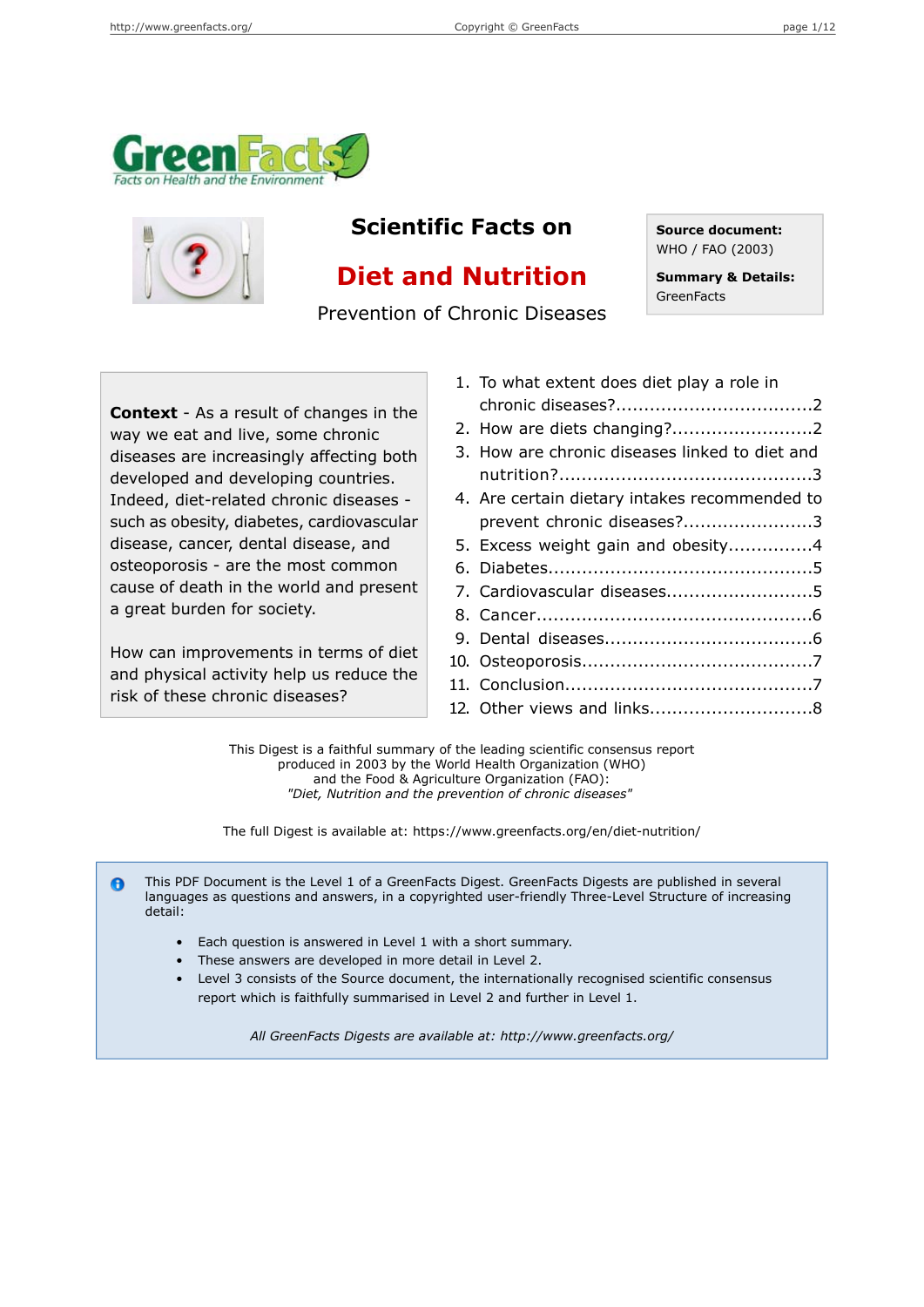# Scientific Facts on

# Diet and Nutrition

## Prevention of Chronic Diseases

**Source document:**
WHO / FAO (2003)

**Summary & Details:**
GreenFacts

**Context** - As a result of changes in the way we eat and live, some chronic diseases are increasingly affecting both developed and developing countries. Indeed, diet-related chronic diseases - such as obesity, diabetes, cardiovascular disease, cancer, dental disease, and osteoporosis - are the most common cause of death in the world and present a great burden for society.

How can improvements in terms of diet and physical activity help us reduce the risk of these chronic diseases?

1. To what extent does diet play a role in chronic diseases?..................................2
2. How are diets changing?.........................2
3. How are chronic diseases linked to diet and nutrition?............................................3
4. Are certain dietary intakes recommended to prevent chronic diseases?.......................3
5. Excess weight gain and obesity...............4
6. Diabetes.............................................5
7. Cardiovascular diseases..........................5
8. Cancer................................................6
9. Dental diseases....................................6
10. Osteoporosis........................................7
11. Conclusion...........................................7
12. Other views and links.............................8

This Digest is a faithful summary of the leading scientific consensus report produced in 2003 by the World Health Organization (WHO) and the Food & Agriculture Organization (FAO): *"Diet, Nutrition and the prevention of chronic diseases"*

The full Digest is available at: https://www.greenfacts.org/en/diet-nutrition/

This PDF Document is the Level 1 of a GreenFacts Digest. GreenFacts Digests are published in several languages as questions and answers, in a copyrighted user-friendly Three-Level Structure of increasing detail:

- Each question is answered in Level 1 with a short summary.
- These answers are developed in more detail in Level 2.
- Level 3 consists of the Source document, the internationally recognised scientific consensus report which is faithfully summarised in Level 2 and further in Level 1.

*All GreenFacts Digests are available at: http://www.greenfacts.org/*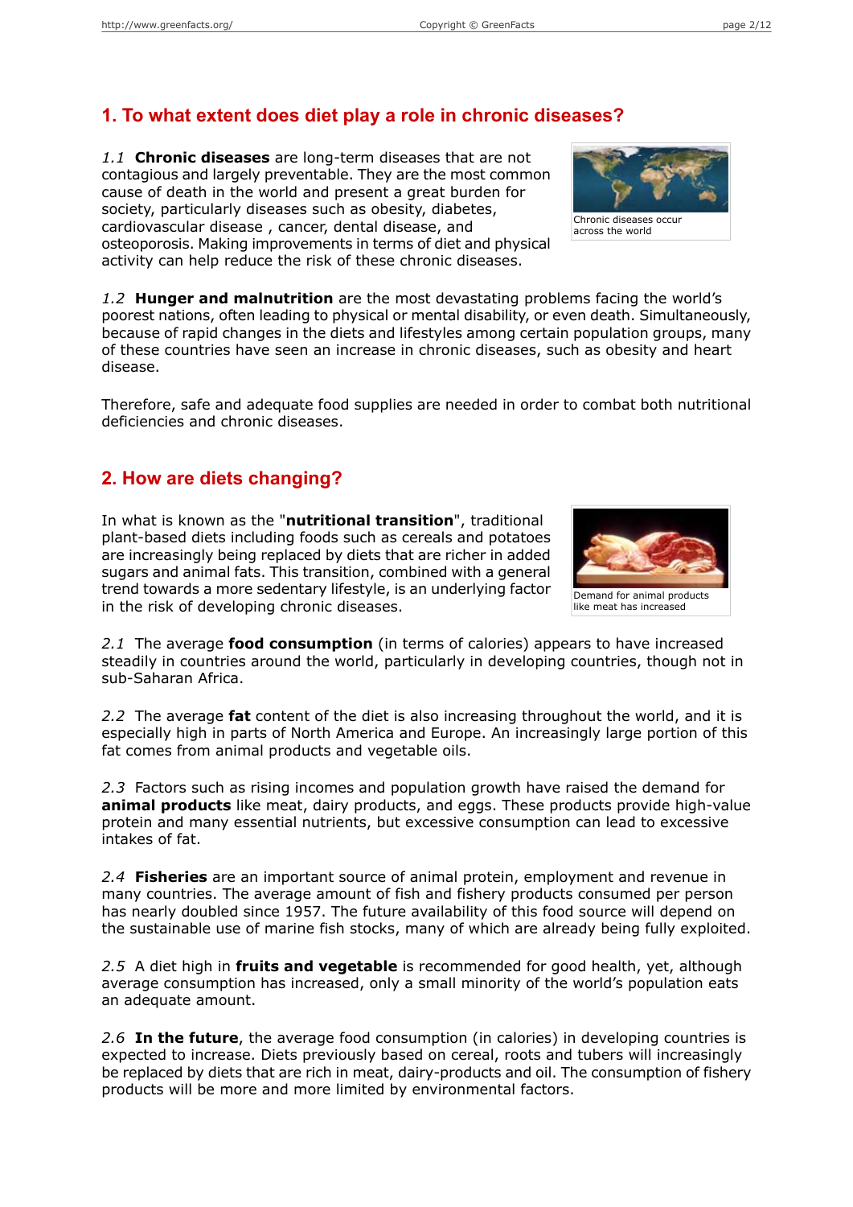## 1. To what extent does diet play a role in chronic diseases?

*1.1* **Chronic diseases** are long-term diseases that are not contagious and largely preventable. They are the most common cause of death in the world and present a great burden for society, particularly diseases such as obesity, diabetes, cardiovascular disease , cancer, dental disease, and osteoporosis. Making improvements in terms of diet and physical activity can help reduce the risk of these chronic diseases.

Chronic diseases occur across the world

*1.2* **Hunger and malnutrition** are the most devastating problems facing the world's poorest nations, often leading to physical or mental disability, or even death. Simultaneously, because of rapid changes in the diets and lifestyles among certain population groups, many of these countries have seen an increase in chronic diseases, such as obesity and heart disease.

Therefore, safe and adequate food supplies are needed in order to combat both nutritional deficiencies and chronic diseases.

## 2. How are diets changing?

In what is known as the "**nutritional transition**", traditional plant-based diets including foods such as cereals and potatoes are increasingly being replaced by diets that are richer in added sugars and animal fats. This transition, combined with a general trend towards a more sedentary lifestyle, is an underlying factor in the risk of developing chronic diseases.

Demand for animal products like meat has increased

*2.1* The average **food consumption** (in terms of calories) appears to have increased steadily in countries around the world, particularly in developing countries, though not in sub-Saharan Africa.

*2.2* The average **fat** content of the diet is also increasing throughout the world, and it is especially high in parts of North America and Europe. An increasingly large portion of this fat comes from animal products and vegetable oils.

*2.3* Factors such as rising incomes and population growth have raised the demand for **animal products** like meat, dairy products, and eggs. These products provide high-value protein and many essential nutrients, but excessive consumption can lead to excessive intakes of fat.

*2.4* **Fisheries** are an important source of animal protein, employment and revenue in many countries. The average amount of fish and fishery products consumed per person has nearly doubled since 1957. The future availability of this food source will depend on the sustainable use of marine fish stocks, many of which are already being fully exploited.

*2.5* A diet high in **fruits and vegetable** is recommended for good health, yet, although average consumption has increased, only a small minority of the world's population eats an adequate amount.

*2.6* **In the future**, the average food consumption (in calories) in developing countries is expected to increase. Diets previously based on cereal, roots and tubers will increasingly be replaced by diets that are rich in meat, dairy-products and oil. The consumption of fishery products will be more and more limited by environmental factors.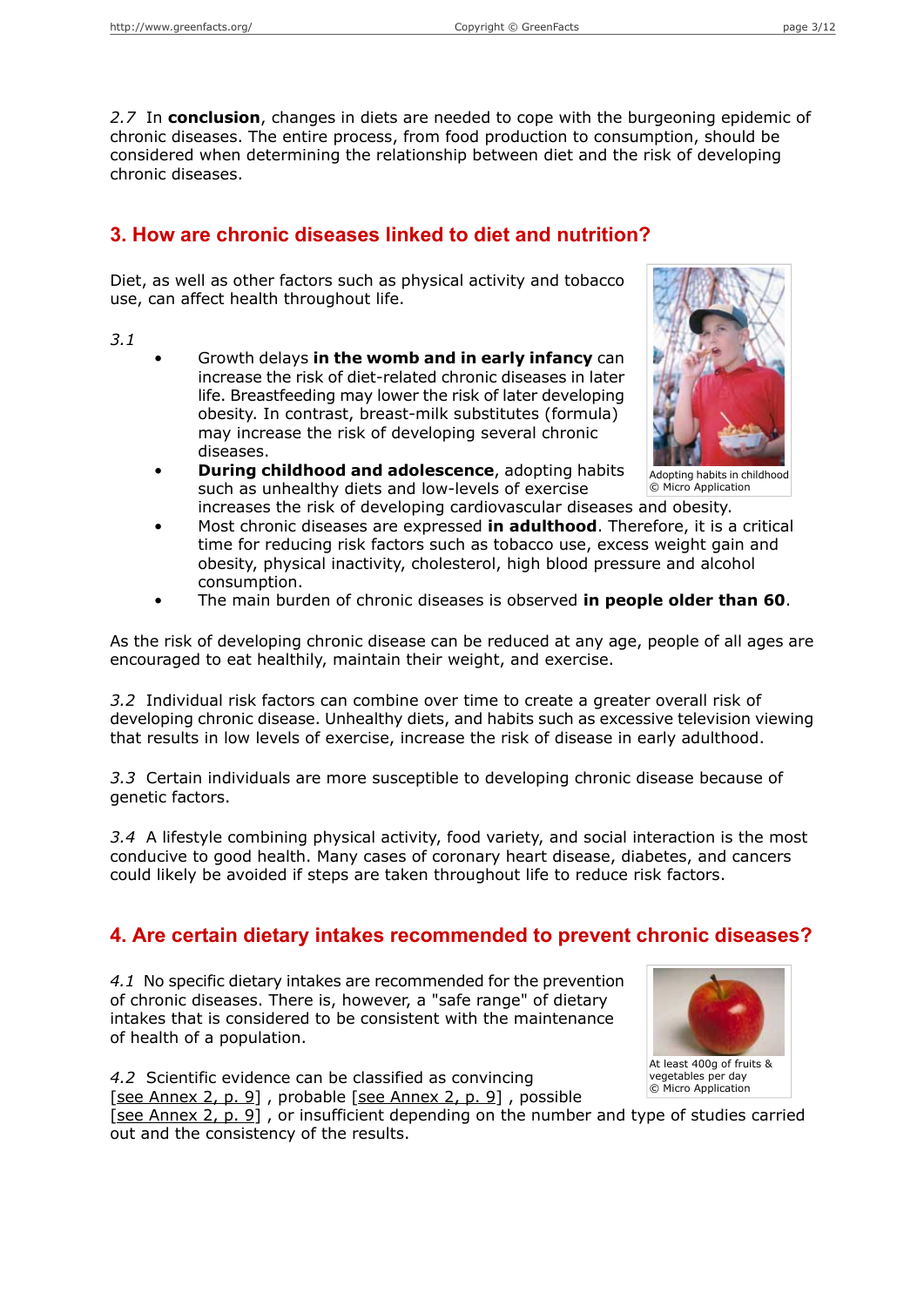*2.7* In **conclusion**, changes in diets are needed to cope with the burgeoning epidemic of chronic diseases. The entire process, from food production to consumption, should be considered when determining the relationship between diet and the risk of developing chronic diseases.

## 3. How are chronic diseases linked to diet and nutrition?

Diet, as well as other factors such as physical activity and tobacco use, can affect health throughout life.

Adopting habits in childhood
© Micro Application

*3.1*

- Growth delays **in the womb and in early infancy** can increase the risk of diet-related chronic diseases in later life. Breastfeeding may lower the risk of later developing obesity. In contrast, breast-milk substitutes (formula) may increase the risk of developing several chronic diseases.
- **During childhood and adolescence**, adopting habits such as unhealthy diets and low-levels of exercise increases the risk of developing cardiovascular diseases and obesity.
- Most chronic diseases are expressed **in adulthood**. Therefore, it is a critical time for reducing risk factors such as tobacco use, excess weight gain and obesity, physical inactivity, cholesterol, high blood pressure and alcohol consumption.
- The main burden of chronic diseases is observed **in people older than 60**.

As the risk of developing chronic disease can be reduced at any age, people of all ages are encouraged to eat healthily, maintain their weight, and exercise.

*3.2* Individual risk factors can combine over time to create a greater overall risk of developing chronic disease. Unhealthy diets, and habits such as excessive television viewing that results in low levels of exercise, increase the risk of disease in early adulthood.

*3.3* Certain individuals are more susceptible to developing chronic disease because of genetic factors.

*3.4* A lifestyle combining physical activity, food variety, and social interaction is the most conducive to good health. Many cases of coronary heart disease, diabetes, and cancers could likely be avoided if steps are taken throughout life to reduce risk factors.

## 4. Are certain dietary intakes recommended to prevent chronic diseases?

*4.1* No specific dietary intakes are recommended for the prevention of chronic diseases. There is, however, a "safe range" of dietary intakes that is considered to be consistent with the maintenance of health of a population.

At least 400g of fruits & vegetables per day
© Micro Application

*4.2* Scientific evidence can be classified as convincing [see Annex 2, p. 9] , probable [see Annex 2, p. 9] , possible [see Annex 2, p. 9] , or insufficient depending on the number and type of studies carried out and the consistency of the results.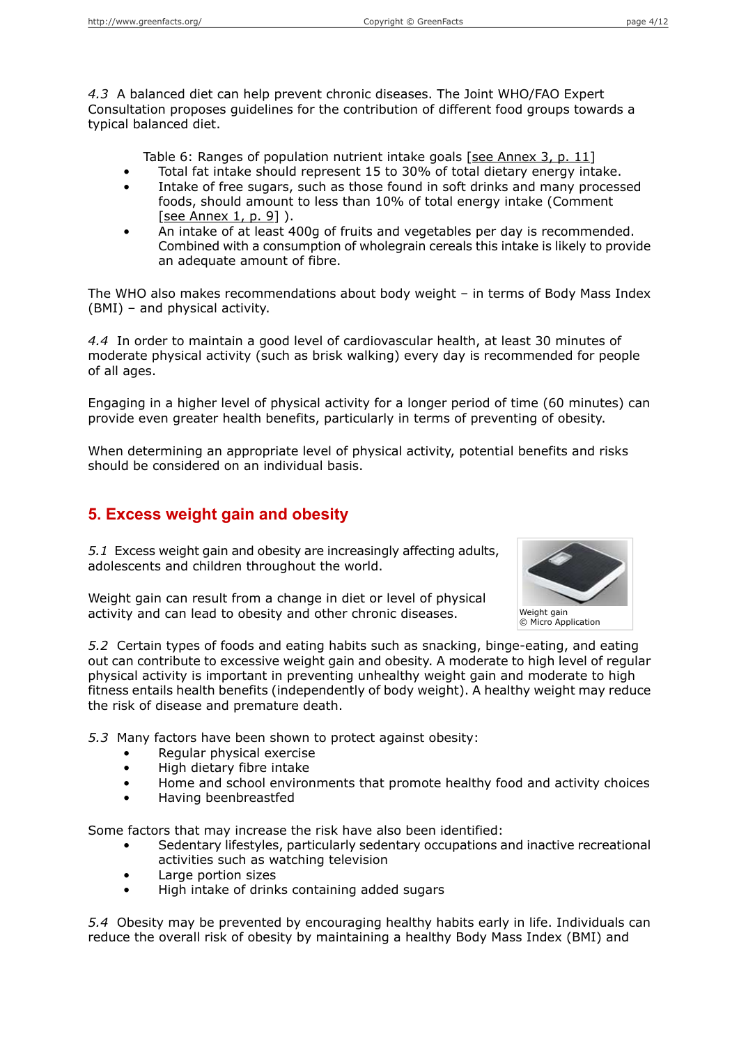*4.3* A balanced diet can help prevent chronic diseases. The Joint WHO/FAO Expert Consultation proposes guidelines for the contribution of different food groups towards a typical balanced diet.

Table 6: Ranges of population nutrient intake goals [see Annex 3, p. 11]

- Total fat intake should represent 15 to 30% of total dietary energy intake.
- Intake of free sugars, such as those found in soft drinks and many processed foods, should amount to less than 10% of total energy intake (Comment [see Annex 1, p. 9] ).
- An intake of at least 400g of fruits and vegetables per day is recommended. Combined with a consumption of wholegrain cereals this intake is likely to provide an adequate amount of fibre.

The WHO also makes recommendations about body weight – in terms of Body Mass Index (BMI) – and physical activity.

*4.4* In order to maintain a good level of cardiovascular health, at least 30 minutes of moderate physical activity (such as brisk walking) every day is recommended for people of all ages.

Engaging in a higher level of physical activity for a longer period of time (60 minutes) can provide even greater health benefits, particularly in terms of preventing of obesity.

When determining an appropriate level of physical activity, potential benefits and risks should be considered on an individual basis.

## 5. Excess weight gain and obesity

*5.1* Excess weight gain and obesity are increasingly affecting adults, adolescents and children throughout the world.

Weight gain can result from a change in diet or level of physical activity and can lead to obesity and other chronic diseases.

Weight gain
© Micro Application

*5.2* Certain types of foods and eating habits such as snacking, binge-eating, and eating out can contribute to excessive weight gain and obesity. A moderate to high level of regular physical activity is important in preventing unhealthy weight gain and moderate to high fitness entails health benefits (independently of body weight). A healthy weight may reduce the risk of disease and premature death.

*5.3* Many factors have been shown to protect against obesity:

- Regular physical exercise
- High dietary fibre intake
- Home and school environments that promote healthy food and activity choices
- Having beenbreastfed

Some factors that may increase the risk have also been identified:

- Sedentary lifestyles, particularly sedentary occupations and inactive recreational activities such as watching television
- Large portion sizes
- High intake of drinks containing added sugars

*5.4* Obesity may be prevented by encouraging healthy habits early in life. Individuals can reduce the overall risk of obesity by maintaining a healthy Body Mass Index (BMI) and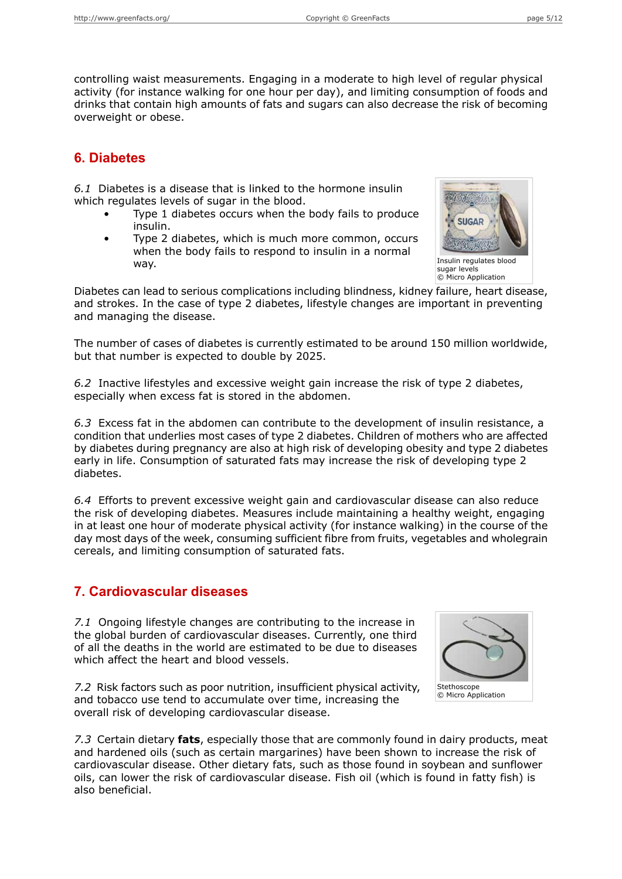controlling waist measurements. Engaging in a moderate to high level of regular physical activity (for instance walking for one hour per day), and limiting consumption of foods and drinks that contain high amounts of fats and sugars can also decrease the risk of becoming overweight or obese.

## 6. Diabetes

*6.1* Diabetes is a disease that is linked to the hormone insulin which regulates levels of sugar in the blood.

- Type 1 diabetes occurs when the body fails to produce insulin.
- Type 2 diabetes, which is much more common, occurs when the body fails to respond to insulin in a normal way.

Insulin regulates blood sugar levels
© Micro Application

Diabetes can lead to serious complications including blindness, kidney failure, heart disease, and strokes. In the case of type 2 diabetes, lifestyle changes are important in preventing and managing the disease.

The number of cases of diabetes is currently estimated to be around 150 million worldwide, but that number is expected to double by 2025.

*6.2* Inactive lifestyles and excessive weight gain increase the risk of type 2 diabetes, especially when excess fat is stored in the abdomen.

*6.3* Excess fat in the abdomen can contribute to the development of insulin resistance, a condition that underlies most cases of type 2 diabetes. Children of mothers who are affected by diabetes during pregnancy are also at high risk of developing obesity and type 2 diabetes early in life. Consumption of saturated fats may increase the risk of developing type 2 diabetes.

*6.4* Efforts to prevent excessive weight gain and cardiovascular disease can also reduce the risk of developing diabetes. Measures include maintaining a healthy weight, engaging in at least one hour of moderate physical activity (for instance walking) in the course of the day most days of the week, consuming sufficient fibre from fruits, vegetables and wholegrain cereals, and limiting consumption of saturated fats.

## 7. Cardiovascular diseases

*7.1* Ongoing lifestyle changes are contributing to the increase in the global burden of cardiovascular diseases. Currently, one third of all the deaths in the world are estimated to be due to diseases which affect the heart and blood vessels.

*7.2* Risk factors such as poor nutrition, insufficient physical activity, and tobacco use tend to accumulate over time, increasing the overall risk of developing cardiovascular disease.

Stethoscope
© Micro Application

*7.3* Certain dietary **fats**, especially those that are commonly found in dairy products, meat and hardened oils (such as certain margarines) have been shown to increase the risk of cardiovascular disease. Other dietary fats, such as those found in soybean and sunflower oils, can lower the risk of cardiovascular disease. Fish oil (which is found in fatty fish) is also beneficial.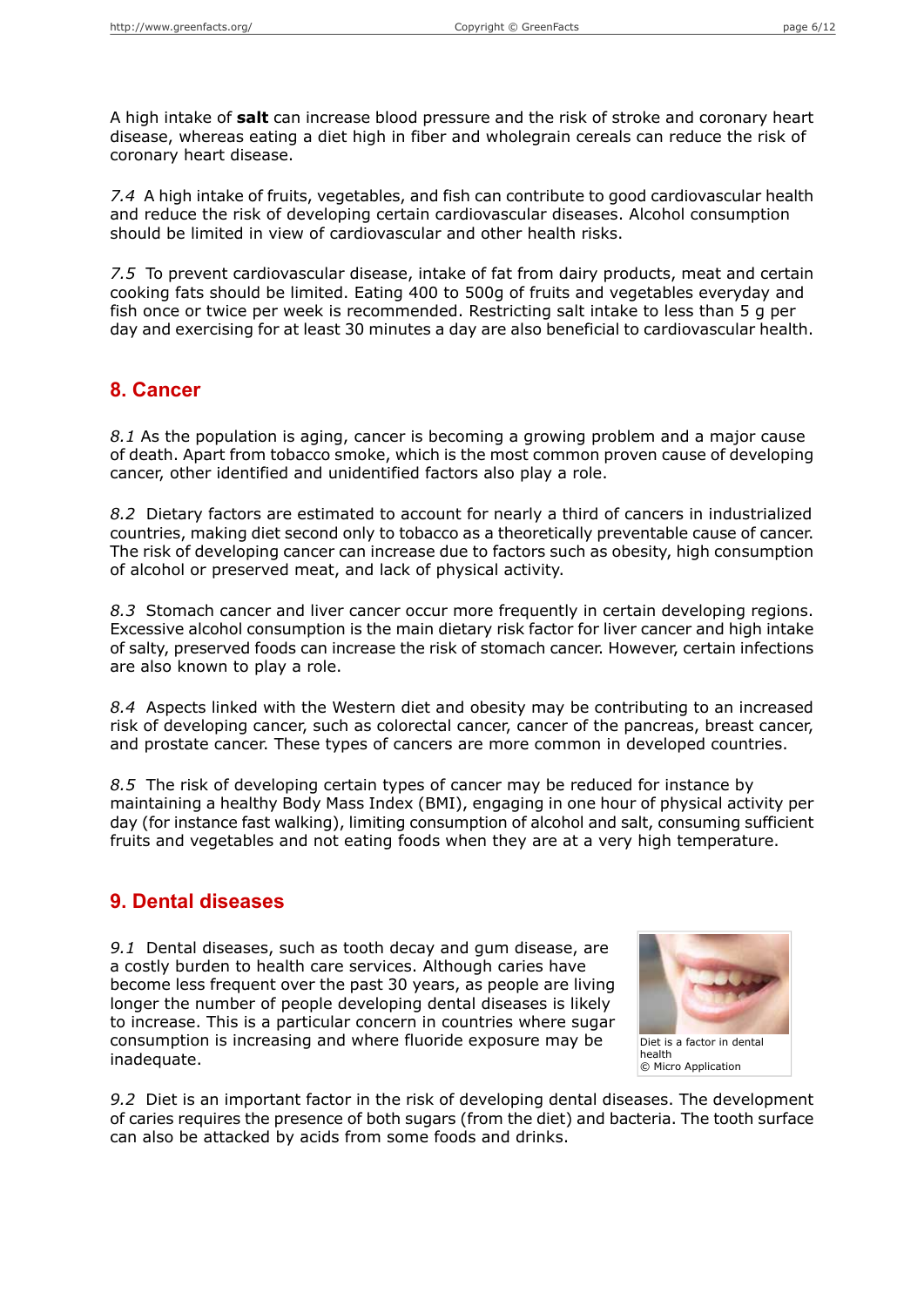A high intake of **salt** can increase blood pressure and the risk of stroke and coronary heart disease, whereas eating a diet high in fiber and wholegrain cereals can reduce the risk of coronary heart disease.

*7.4* A high intake of fruits, vegetables, and fish can contribute to good cardiovascular health and reduce the risk of developing certain cardiovascular diseases. Alcohol consumption should be limited in view of cardiovascular and other health risks.

*7.5* To prevent cardiovascular disease, intake of fat from dairy products, meat and certain cooking fats should be limited. Eating 400 to 500g of fruits and vegetables everyday and fish once or twice per week is recommended. Restricting salt intake to less than 5 g per day and exercising for at least 30 minutes a day are also beneficial to cardiovascular health.

## 8. Cancer

*8.1* As the population is aging, cancer is becoming a growing problem and a major cause of death. Apart from tobacco smoke, which is the most common proven cause of developing cancer, other identified and unidentified factors also play a role.

*8.2* Dietary factors are estimated to account for nearly a third of cancers in industrialized countries, making diet second only to tobacco as a theoretically preventable cause of cancer. The risk of developing cancer can increase due to factors such as obesity, high consumption of alcohol or preserved meat, and lack of physical activity.

*8.3* Stomach cancer and liver cancer occur more frequently in certain developing regions. Excessive alcohol consumption is the main dietary risk factor for liver cancer and high intake of salty, preserved foods can increase the risk of stomach cancer. However, certain infections are also known to play a role.

*8.4* Aspects linked with the Western diet and obesity may be contributing to an increased risk of developing cancer, such as colorectal cancer, cancer of the pancreas, breast cancer, and prostate cancer. These types of cancers are more common in developed countries.

*8.5* The risk of developing certain types of cancer may be reduced for instance by maintaining a healthy Body Mass Index (BMI), engaging in one hour of physical activity per day (for instance fast walking), limiting consumption of alcohol and salt, consuming sufficient fruits and vegetables and not eating foods when they are at a very high temperature.

## 9. Dental diseases

*9.1* Dental diseases, such as tooth decay and gum disease, are a costly burden to health care services. Although caries have become less frequent over the past 30 years, as people are living longer the number of people developing dental diseases is likely to increase. This is a particular concern in countries where sugar consumption is increasing and where fluoride exposure may be inadequate.

Diet is a factor in dental health
© Micro Application

*9.2* Diet is an important factor in the risk of developing dental diseases. The development of caries requires the presence of both sugars (from the diet) and bacteria. The tooth surface can also be attacked by acids from some foods and drinks.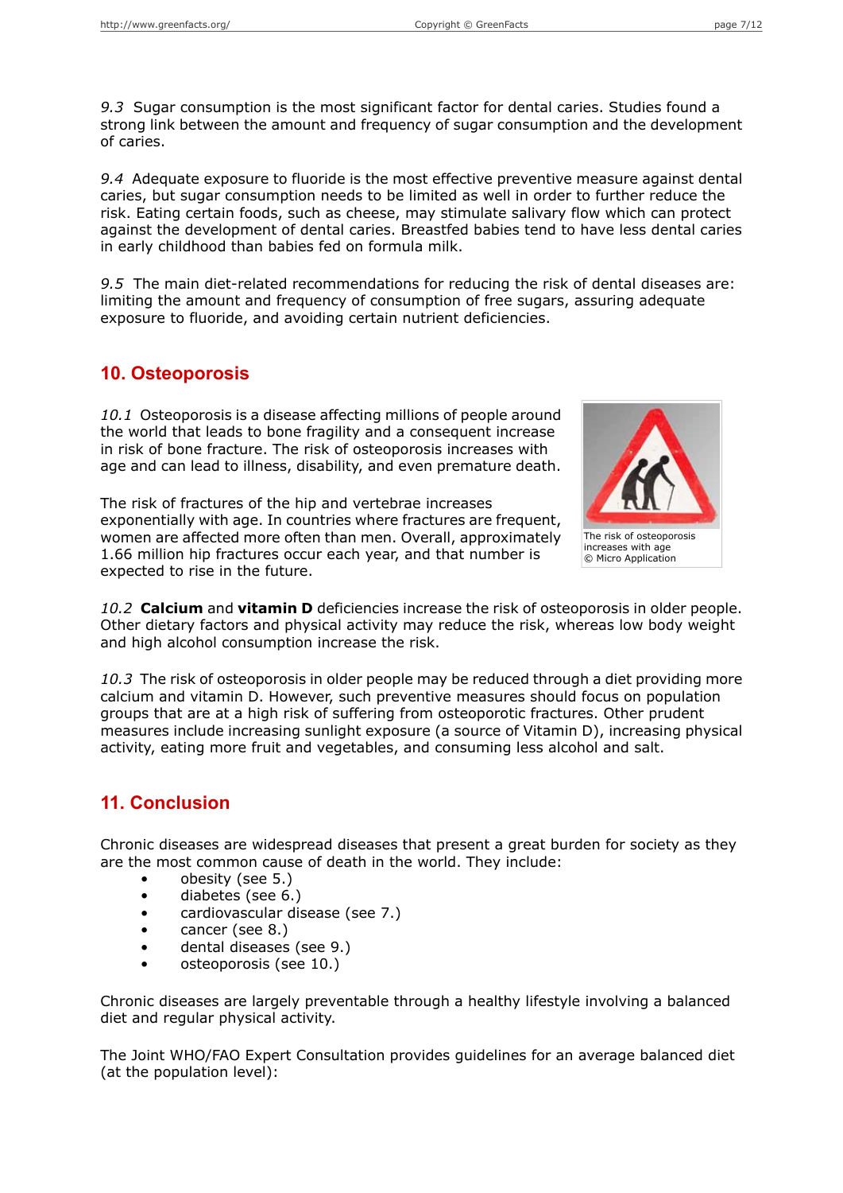*9.3* Sugar consumption is the most significant factor for dental caries. Studies found a strong link between the amount and frequency of sugar consumption and the development of caries.

*9.4* Adequate exposure to fluoride is the most effective preventive measure against dental caries, but sugar consumption needs to be limited as well in order to further reduce the risk. Eating certain foods, such as cheese, may stimulate salivary flow which can protect against the development of dental caries. Breastfed babies tend to have less dental caries in early childhood than babies fed on formula milk.

*9.5* The main diet-related recommendations for reducing the risk of dental diseases are: limiting the amount and frequency of consumption of free sugars, assuring adequate exposure to fluoride, and avoiding certain nutrient deficiencies.

## 10. Osteoporosis

*10.1* Osteoporosis is a disease affecting millions of people around the world that leads to bone fragility and a consequent increase in risk of bone fracture. The risk of osteoporosis increases with age and can lead to illness, disability, and even premature death.

The risk of fractures of the hip and vertebrae increases exponentially with age. In countries where fractures are frequent, women are affected more often than men. Overall, approximately 1.66 million hip fractures occur each year, and that number is expected to rise in the future.

The risk of osteoporosis increases with age
© Micro Application

*10.2* **Calcium** and **vitamin D** deficiencies increase the risk of osteoporosis in older people. Other dietary factors and physical activity may reduce the risk, whereas low body weight and high alcohol consumption increase the risk.

*10.3* The risk of osteoporosis in older people may be reduced through a diet providing more calcium and vitamin D. However, such preventive measures should focus on population groups that are at a high risk of suffering from osteoporotic fractures. Other prudent measures include increasing sunlight exposure (a source of Vitamin D), increasing physical activity, eating more fruit and vegetables, and consuming less alcohol and salt.

## 11. Conclusion

Chronic diseases are widespread diseases that present a great burden for society as they are the most common cause of death in the world. They include:

- obesity (see 5.)
- diabetes (see 6.)
- cardiovascular disease (see 7.)
- cancer (see 8.)
- dental diseases (see 9.)
- osteoporosis (see 10.)

Chronic diseases are largely preventable through a healthy lifestyle involving a balanced diet and regular physical activity.

The Joint WHO/FAO Expert Consultation provides guidelines for an average balanced diet (at the population level):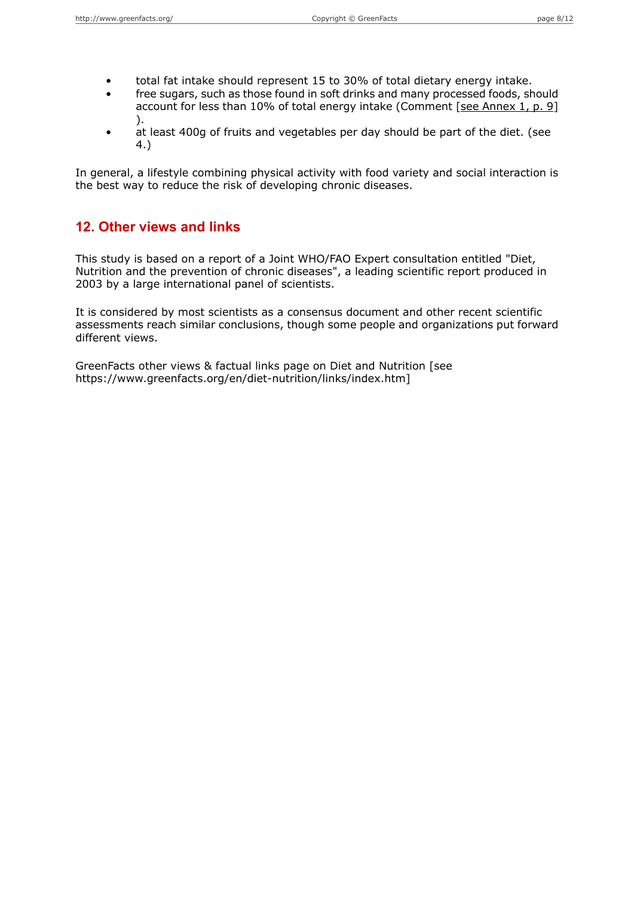- total fat intake should represent 15 to 30% of total dietary energy intake.
- free sugars, such as those found in soft drinks and many processed foods, should account for less than 10% of total energy intake (Comment [see Annex 1, p. 9] ).
- at least 400g of fruits and vegetables per day should be part of the diet. (see 4.)

In general, a lifestyle combining physical activity with food variety and social interaction is the best way to reduce the risk of developing chronic diseases.

## 12. Other views and links

This study is based on a report of a Joint WHO/FAO Expert consultation entitled "Diet, Nutrition and the prevention of chronic diseases", a leading scientific report produced in 2003 by a large international panel of scientists.

It is considered by most scientists as a consensus document and other recent scientific assessments reach similar conclusions, though some people and organizations put forward different views.

GreenFacts other views & factual links page on Diet and Nutrition [see https://www.greenfacts.org/en/diet-nutrition/links/index.htm]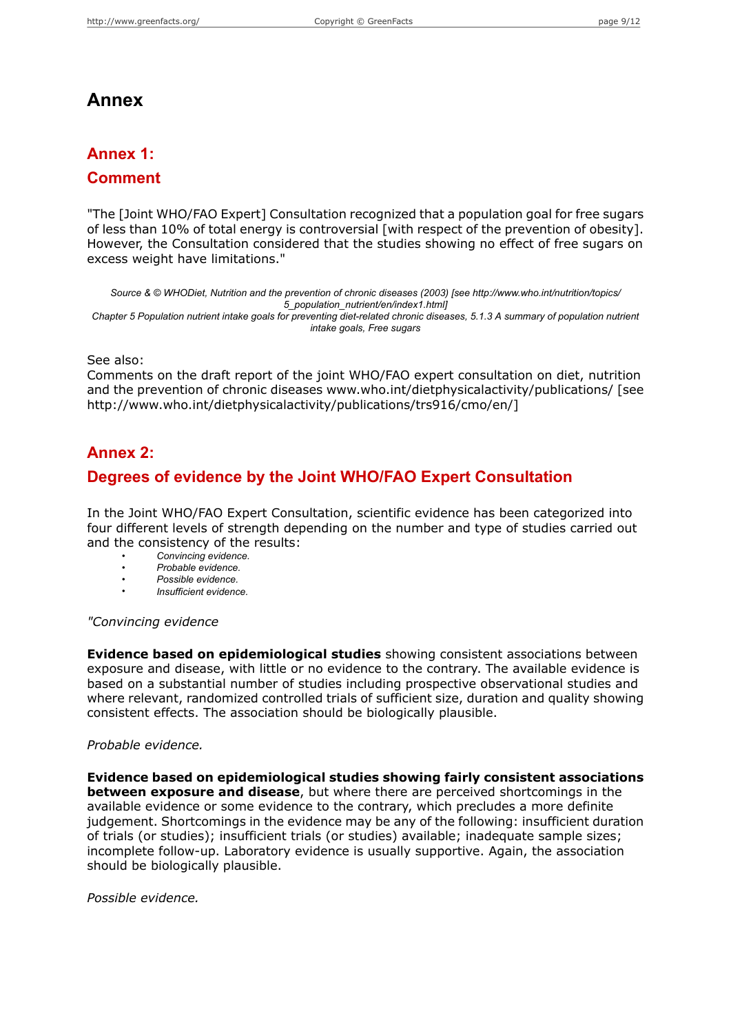# Annex

## Annex 1:

## Comment

"The [Joint WHO/FAO Expert] Consultation recognized that a population goal for free sugars of less than 10% of total energy is controversial [with respect of the prevention of obesity]. However, the Consultation considered that the studies showing no effect of free sugars on excess weight have limitations."

*Source & © WHODiet, Nutrition and the prevention of chronic diseases (2003) [see http://www.who.int/nutrition/topics/5_population_nutrient/en/index1.html]*
*Chapter 5 Population nutrient intake goals for preventing diet-related chronic diseases, 5.1.3 A summary of population nutrient intake goals, Free sugars*

See also:
Comments on the draft report of the joint WHO/FAO expert consultation on diet, nutrition and the prevention of chronic diseases www.who.int/dietphysicalactivity/publications/ [see http://www.who.int/dietphysicalactivity/publications/trs916/cmo/en/]

## Annex 2:

## Degrees of evidence by the Joint WHO/FAO Expert Consultation

In the Joint WHO/FAO Expert Consultation, scientific evidence has been categorized into four different levels of strength depending on the number and type of studies carried out and the consistency of the results:

- *Convincing evidence.*
- *Probable evidence.*
- *Possible evidence.*
- *Insufficient evidence.*

*"Convincing evidence*

**Evidence based on epidemiological studies** showing consistent associations between exposure and disease, with little or no evidence to the contrary. The available evidence is based on a substantial number of studies including prospective observational studies and where relevant, randomized controlled trials of sufficient size, duration and quality showing consistent effects. The association should be biologically plausible.

*Probable evidence.*

**Evidence based on epidemiological studies showing fairly consistent associations between exposure and disease**, but where there are perceived shortcomings in the available evidence or some evidence to the contrary, which precludes a more definite judgement. Shortcomings in the evidence may be any of the following: insufficient duration of trials (or studies); insufficient trials (or studies) available; inadequate sample sizes; incomplete follow-up. Laboratory evidence is usually supportive. Again, the association should be biologically plausible.

*Possible evidence.*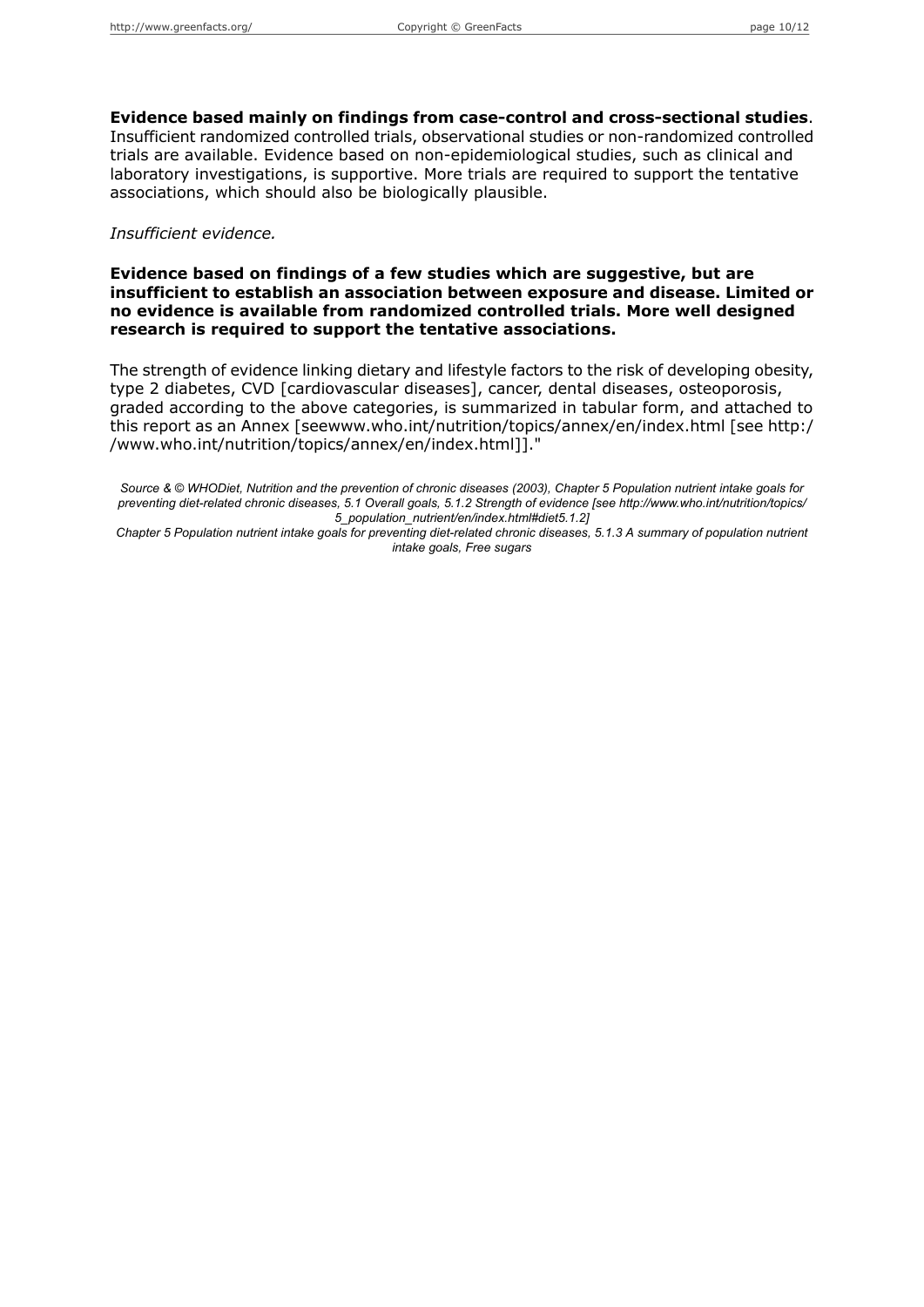**Evidence based mainly on findings from case-control and cross-sectional studies**. Insufficient randomized controlled trials, observational studies or non-randomized controlled trials are available. Evidence based on non-epidemiological studies, such as clinical and laboratory investigations, is supportive. More trials are required to support the tentative associations, which should also be biologically plausible.

*Insufficient evidence.*

**Evidence based on findings of a few studies which are suggestive, but are insufficient to establish an association between exposure and disease. Limited or no evidence is available from randomized controlled trials. More well designed research is required to support the tentative associations.**

The strength of evidence linking dietary and lifestyle factors to the risk of developing obesity, type 2 diabetes, CVD [cardiovascular diseases], cancer, dental diseases, osteoporosis, graded according to the above categories, is summarized in tabular form, and attached to this report as an Annex [seewww.who.int/nutrition/topics/annex/en/index.html [see http://www.who.int/nutrition/topics/annex/en/index.html]]."

*Source & © WHODiet, Nutrition and the prevention of chronic diseases (2003), Chapter 5 Population nutrient intake goals for preventing diet-related chronic diseases, 5.1 Overall goals, 5.1.2 Strength of evidence [see http://www.who.int/nutrition/topics/5_population_nutrient/en/index.html#diet5.1.2]*
*Chapter 5 Population nutrient intake goals for preventing diet-related chronic diseases, 5.1.3 A summary of population nutrient intake goals, Free sugars*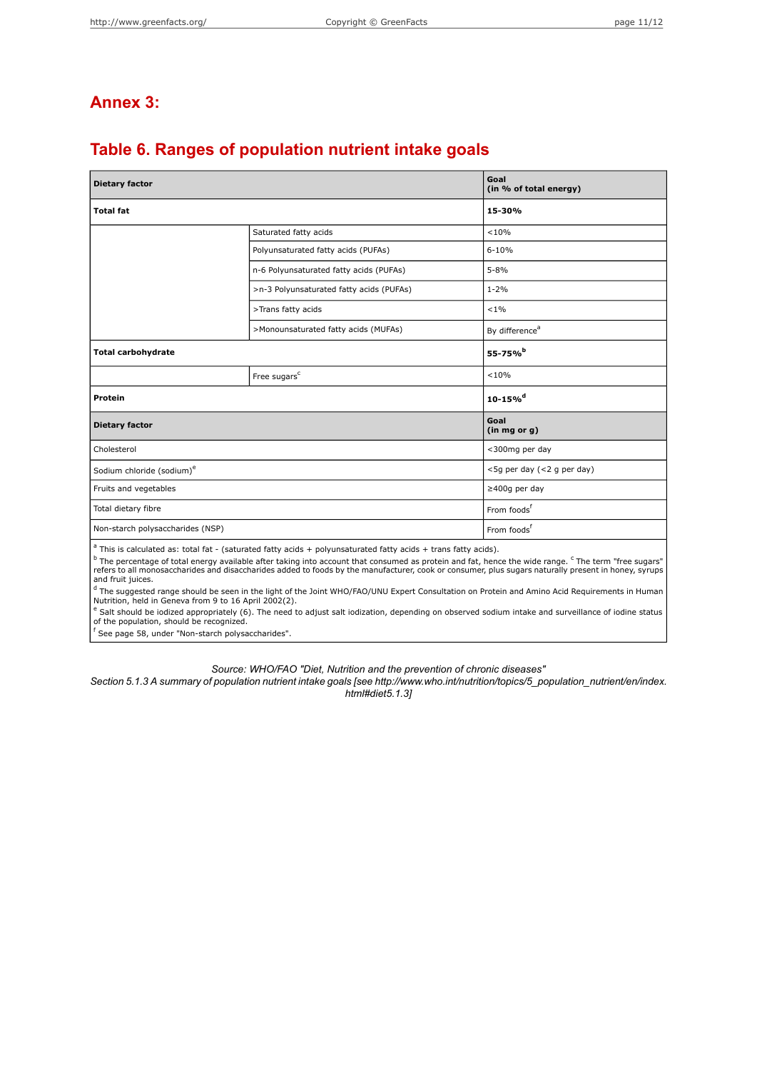# Annex 3:

## Table 6. Ranges of population nutrient intake goals

| Dietary factor | | Goal (in % of total energy) |
|---|---|---|
| **Total fat** | | **15-30%** |
| | Saturated fatty acids | <10% |
| | Polyunsaturated fatty acids (PUFAs) | 6-10% |
| | n-6 Polyunsaturated fatty acids (PUFAs) | 5-8% |
| | >n-3 Polyunsaturated fatty acids (PUFAs) | 1-2% |
| | >Trans fatty acids | <1% |
| | >Monounsaturated fatty acids (MUFAs) | By difference[a] |
| **Total carbohydrate** | | **55-75%[b]** |
| | Free sugars[c] | <10% |
| **Protein** | | **10-15%[d]** |
| **Dietary factor** | | **Goal (in mg or g)** |
| Cholesterol | | <300mg per day |
| Sodium chloride (sodium)[e] | | <5g per day (<2 g per day) |
| Fruits and vegetables | | ≥400g per day |
| Total dietary fibre | | From foods[f] |
| Non-starch polysaccharides (NSP) | | From foods[f] |

[a] This is calculated as: total fat - (saturated fatty acids + polyunsaturated fatty acids + trans fatty acids).
[b] The percentage of total energy available after taking into account that consumed as protein and fat, hence the wide range. [c] The term "free sugars" refers to all monosaccharides and disaccharides added to foods by the manufacturer, cook or consumer, plus sugars naturally present in honey, syrups and fruit juices.
[d] The suggested range should be seen in the light of the Joint WHO/FAO/UNU Expert Consultation on Protein and Amino Acid Requirements in Human Nutrition, held in Geneva from 9 to 16 April 2002(2).
[e] Salt should be iodized appropriately (6). The need to adjust salt iodization, depending on observed sodium intake and surveillance of iodine status of the population, should be recognized.
[f] See page 58, under "Non-starch polysaccharides".

*Source: WHO/FAO "Diet, Nutrition and the prevention of chronic diseases"*
*Section 5.1.3 A summary of population nutrient intake goals [see http://www.who.int/nutrition/topics/5_population_nutrient/en/index.html#diet5.1.3]*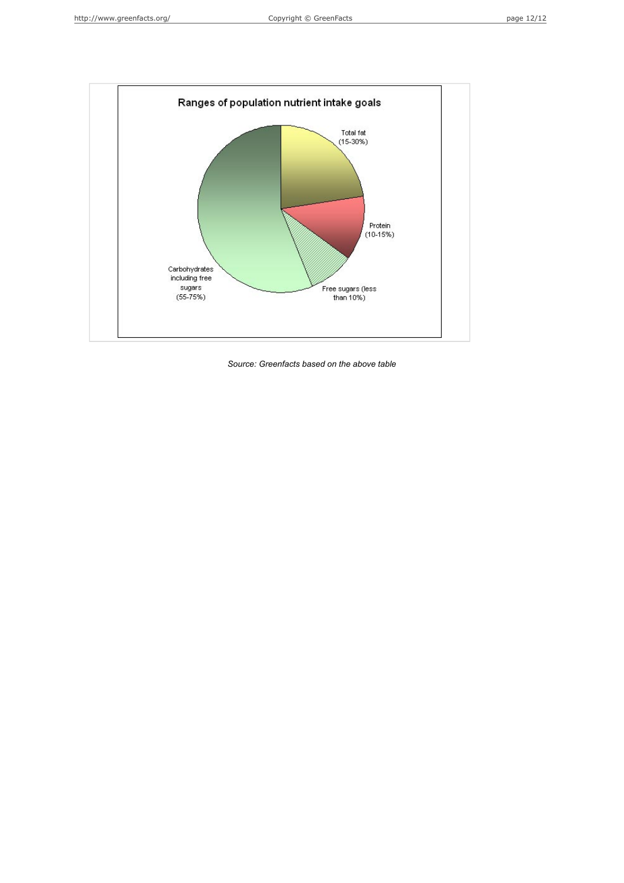Ranges of population nutrient intake goals

Total fat
(15-30%)

Protein
(10-15%)

Free sugars (less
than 10%)

Carbohydrates
including free
sugars
(55-75%)

*Source: Greenfacts based on the above table*